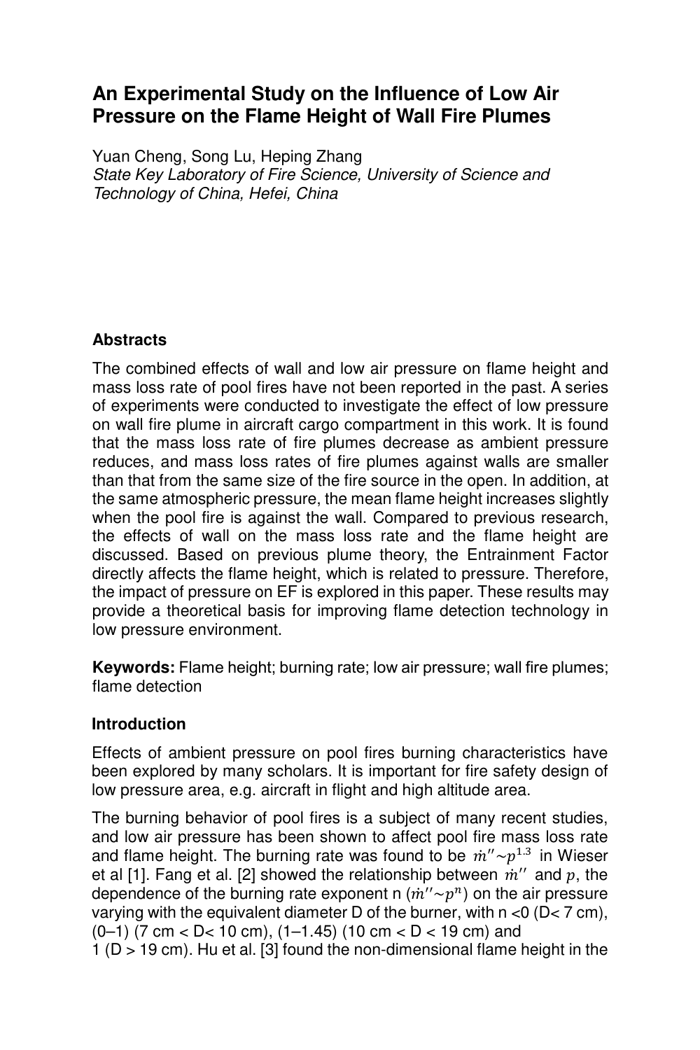# An Experimental Study on the Influence of Low Air Pressure on the Flame Height of Wall Fire Plumes

Yuan Cheng, Song Lu, Heping Zhang

*State Key Laboratory of Fire Science, University of Science and Technology of China, Hefei, China*

## Abstracts

The combined effects of wall and low air pressure on flame height and mass loss rate of pool fires have not been reported in the past. A series of experiments were conducted to investigate the effect of low pressure on wall fire plume in aircraft cargo compartment in this work. It is found that the mass loss rate of fire plumes decrease as ambient pressure reduces, and mass loss rates of fire plumes against walls are smaller than that from the same size of the fire source in the open. In addition, at the same atmospheric pressure, the mean flame height increases slightly when the pool fire is against the wall. Compared to previous research, the effects of wall on the mass loss rate and the flame height are discussed. Based on previous plume theory, the Entrainment Factor directly affects the flame height, which is related to pressure. Therefore, the impact of pressure on EF is explored in this paper. These results may provide a theoretical basis for improving flame detection technology in low pressure environment.

**Keywords:** Flame height; burning rate; low air pressure; wall fire plumes; flame detection

## Introduction

Effects of ambient pressure on pool fires burning characteristics have been explored by many scholars. It is important for fire safety design of low pressure area, e.g. aircraft in flight and high altitude area.

The burning behavior of pool fires is a subject of many recent studies, and low air pressure has been shown to affect pool fire mass loss rate and flame height. The burning rate was found to be $\dot{m}'' \sim p^{1.3}$ in Wieser et al [1]. Fang et al. [2] showed the relationship between $\dot{m}''$ and $p$, the dependence of the burning rate exponent n ($\dot{m}'' \sim p^n$) on the air pressure varying with the equivalent diameter D of the burner, with n <0 (D< 7 cm), (0–1) (7 cm < D< 10 cm), (1–1.45) (10 cm < D < 19 cm) and 1 (D > 19 cm). Hu et al. [3] found the non-dimensional flame height in the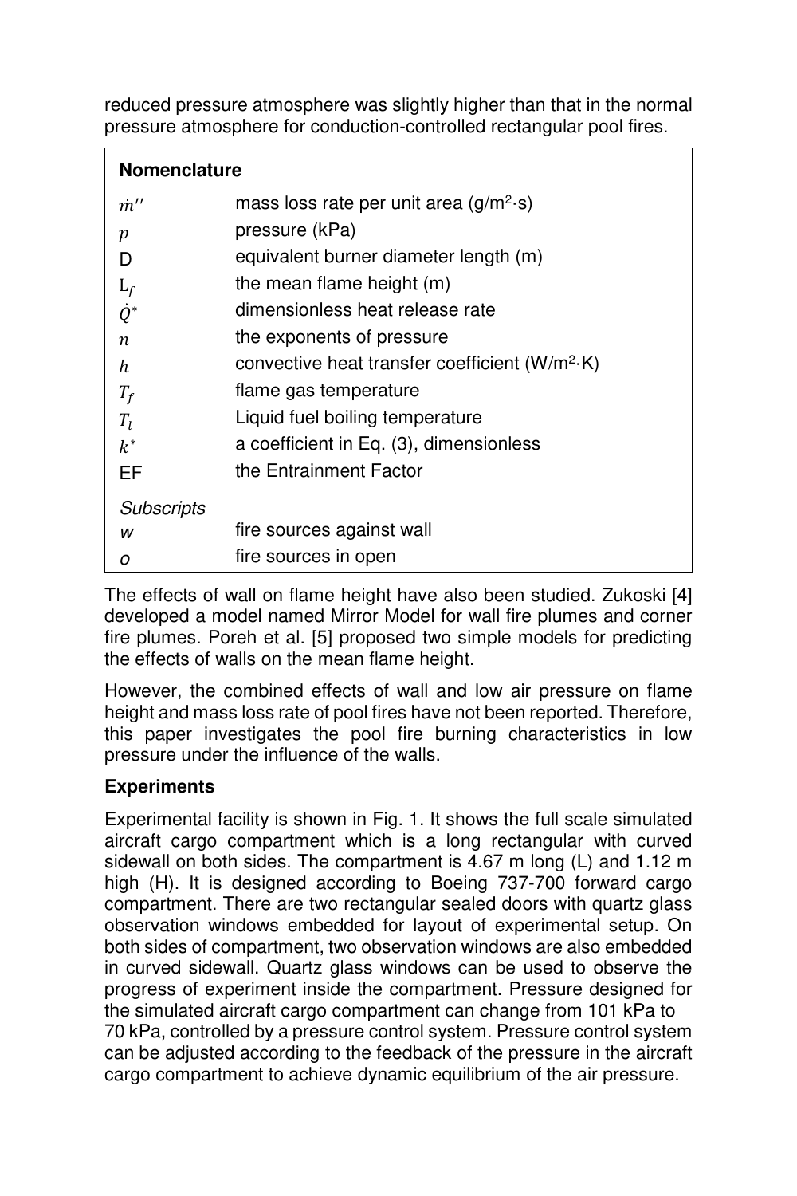reduced pressure atmosphere was slightly higher than that in the normal pressure atmosphere for conduction-controlled rectangular pool fires.

**Nomenclature**

| | |
|---|---|
| $\dot{m}''$ | mass loss rate per unit area (g/m$^2$·s) |
| $p$ | pressure (kPa) |
| D | equivalent burner diameter length (m) |
| $L_f$ | the mean flame height (m) |
| $\dot{Q}^*$ | dimensionless heat release rate |
| $n$ | the exponents of pressure |
| $h$ | convective heat transfer coefficient (W/m$^2$·K) |
| $T_f$ | flame gas temperature |
| $T_l$ | Liquid fuel boiling temperature |
| $k^*$ | a coefficient in Eq. (3), dimensionless |
| EF | the Entrainment Factor |
| *Subscripts* | |
| *w* | fire sources against wall |
| *o* | fire sources in open |

The effects of wall on flame height have also been studied. Zukoski [4] developed a model named Mirror Model for wall fire plumes and corner fire plumes. Poreh et al. [5] proposed two simple models for predicting the effects of walls on the mean flame height.

However, the combined effects of wall and low air pressure on flame height and mass loss rate of pool fires have not been reported. Therefore, this paper investigates the pool fire burning characteristics in low pressure under the influence of the walls.

## Experiments

Experimental facility is shown in Fig. 1. It shows the full scale simulated aircraft cargo compartment which is a long rectangular with curved sidewall on both sides. The compartment is 4.67 m long (L) and 1.12 m high (H). It is designed according to Boeing 737-700 forward cargo compartment. There are two rectangular sealed doors with quartz glass observation windows embedded for layout of experimental setup. On both sides of compartment, two observation windows are also embedded in curved sidewall. Quartz glass windows can be used to observe the progress of experiment inside the compartment. Pressure designed for the simulated aircraft cargo compartment can change from 101 kPa to 70 kPa, controlled by a pressure control system. Pressure control system can be adjusted according to the feedback of the pressure in the aircraft cargo compartment to achieve dynamic equilibrium of the air pressure.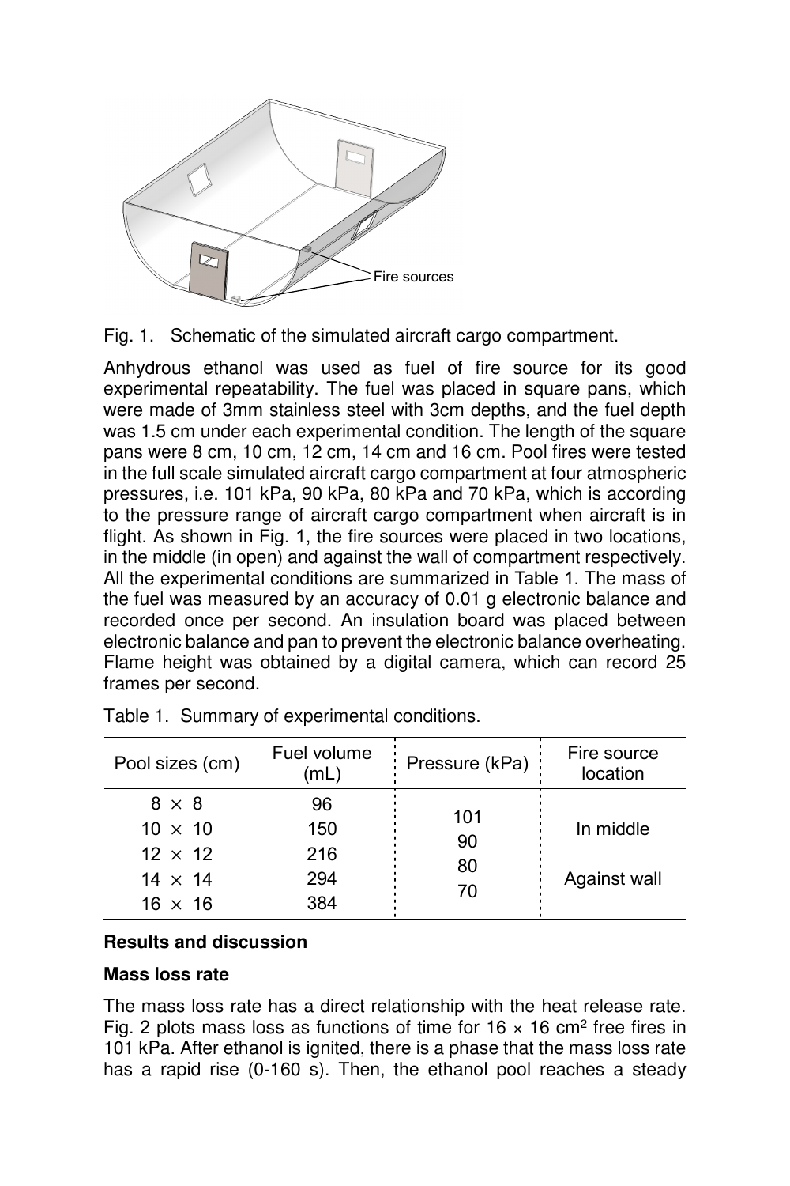Fig. 1. Schematic of the simulated aircraft cargo compartment.

Anhydrous ethanol was used as fuel of fire source for its good experimental repeatability. The fuel was placed in square pans, which were made of 3mm stainless steel with 3cm depths, and the fuel depth was 1.5 cm under each experimental condition. The length of the square pans were 8 cm, 10 cm, 12 cm, 14 cm and 16 cm. Pool fires were tested in the full scale simulated aircraft cargo compartment at four atmospheric pressures, i.e. 101 kPa, 90 kPa, 80 kPa and 70 kPa, which is according to the pressure range of aircraft cargo compartment when aircraft is in flight. As shown in Fig. 1, the fire sources were placed in two locations, in the middle (in open) and against the wall of compartment respectively. All the experimental conditions are summarized in Table 1. The mass of the fuel was measured by an accuracy of 0.01 g electronic balance and recorded once per second. An insulation board was placed between electronic balance and pan to prevent the electronic balance overheating. Flame height was obtained by a digital camera, which can record 25 frames per second.

Table 1. Summary of experimental conditions.

| Pool sizes (cm) | Fuel volume (mL) | Pressure (kPa) | Fire source location |
|---|---|---|---|
| 8 × 8 | 96 | 101 | In middle |
| 10 × 10 | 150 | 90 | |
| 12 × 12 | 216 | 80 | Against wall |
| 14 × 14 | 294 | 70 | |
| 16 × 16 | 384 | | |

## Results and discussion

### Mass loss rate

The mass loss rate has a direct relationship with the heat release rate. Fig. 2 plots mass loss as functions of time for 16 × 16 $cm^2$ free fires in 101 kPa. After ethanol is ignited, there is a phase that the mass loss rate has a rapid rise (0-160 s). Then, the ethanol pool reaches a steady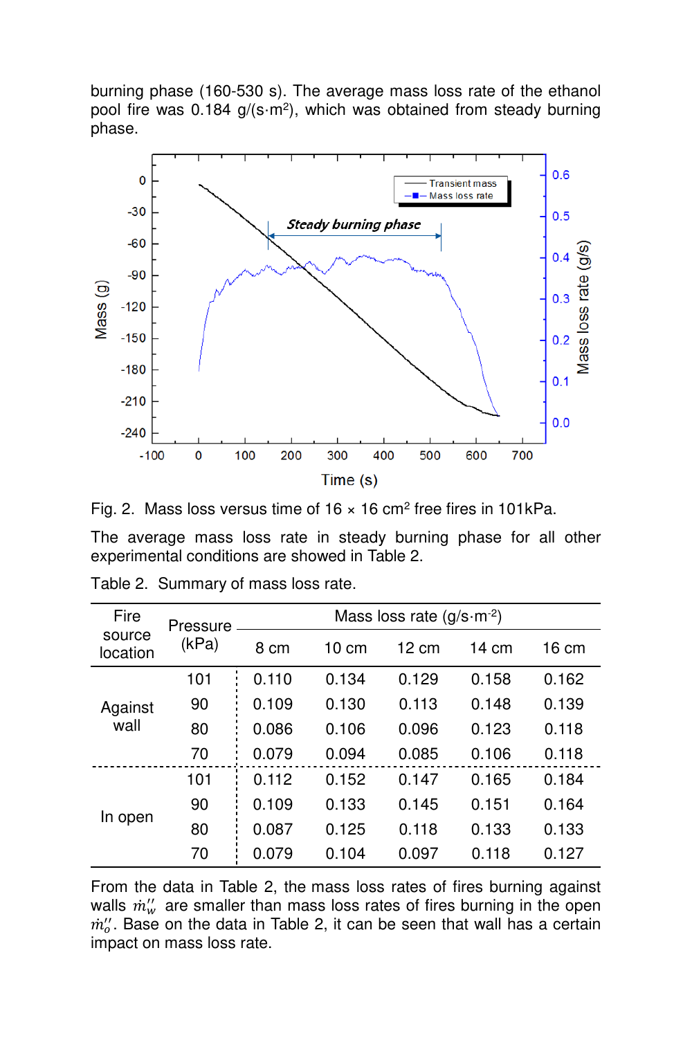burning phase (160-530 s). The average mass loss rate of the ethanol pool fire was 0.184 g/(s·m$^2$), which was obtained from steady burning phase.

Fig. 2. Mass loss versus time of 16 × 16 cm$^2$ free fires in 101kPa.

The average mass loss rate in steady burning phase for all other experimental conditions are showed in Table 2.

Table 2. Summary of mass loss rate.

| Fire source location | Pressure (kPa) | Mass loss rate (g/s·m$^{-2}$) | | | | |
|---|---|---|---|---|---|---|
| | | 8 cm | 10 cm | 12 cm | 14 cm | 16 cm |
| Against wall | 101 | 0.110 | 0.134 | 0.129 | 0.158 | 0.162 |
| | 90 | 0.109 | 0.130 | 0.113 | 0.148 | 0.139 |
| | 80 | 0.086 | 0.106 | 0.096 | 0.123 | 0.118 |
| | 70 | 0.079 | 0.094 | 0.085 | 0.106 | 0.118 |
| In open | 101 | 0.112 | 0.152 | 0.147 | 0.165 | 0.184 |
| | 90 | 0.109 | 0.133 | 0.145 | 0.151 | 0.164 |
| | 80 | 0.087 | 0.125 | 0.118 | 0.133 | 0.133 |
| | 70 | 0.079 | 0.104 | 0.097 | 0.118 | 0.127 |

From the data in Table 2, the mass loss rates of fires burning against walls $\dot{m}''_w$ are smaller than mass loss rates of fires burning in the open $\dot{m}''_o$. Base on the data in Table 2, it can be seen that wall has a certain impact on mass loss rate.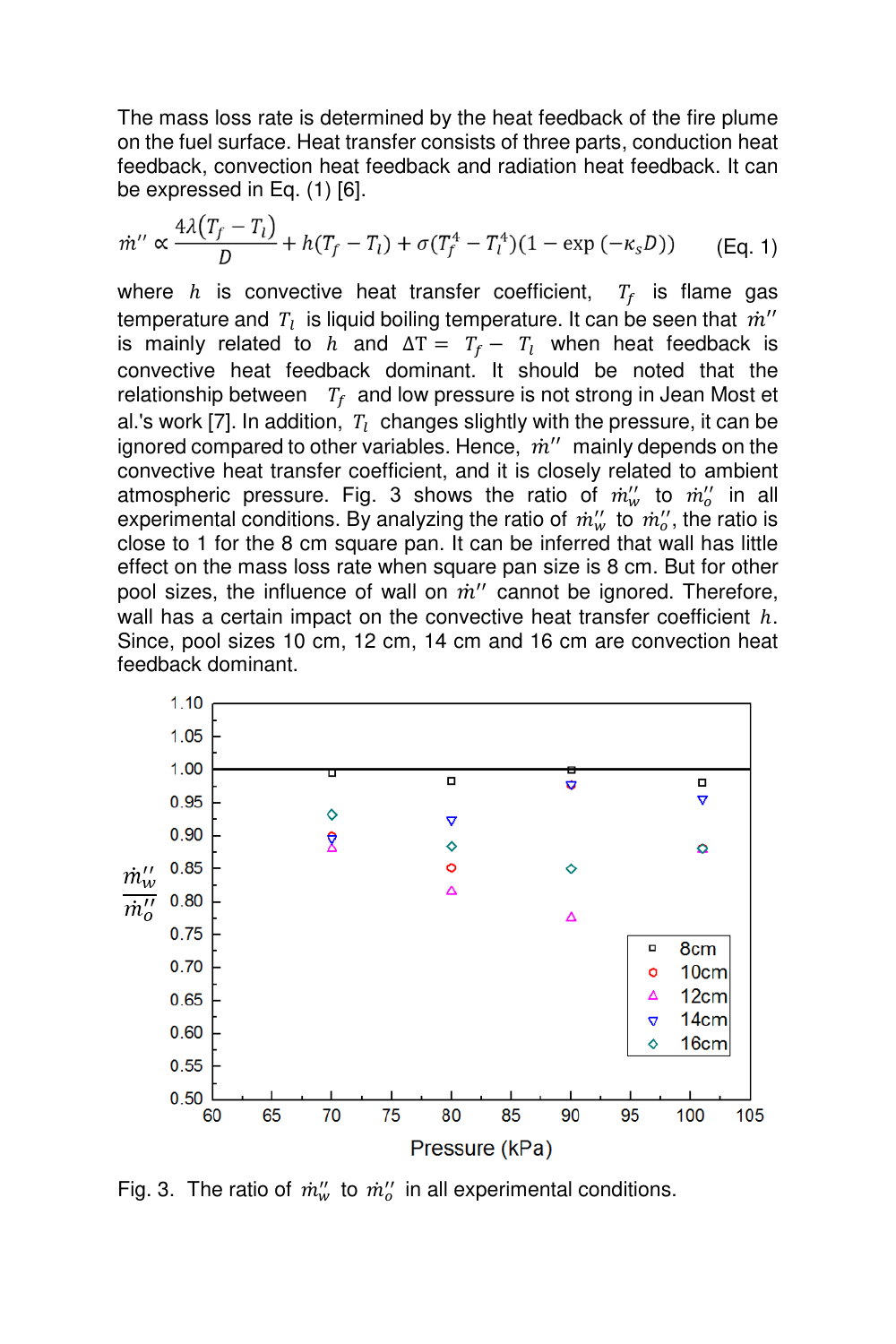The mass loss rate is determined by the heat feedback of the fire plume on the fuel surface. Heat transfer consists of three parts, conduction heat feedback, convection heat feedback and radiation heat feedback. It can be expressed in Eq. (1) [6].

$$\dot{m}'' \propto \frac{4\lambda(T_f - T_l)}{D} + h(T_f - T_l) + \sigma(T_f^4 - T_l^4)(1 - \exp(-\kappa_s D)) \qquad \text{(Eq. 1)}$$

where $h$ is convective heat transfer coefficient, $T_f$ is flame gas temperature and $T_l$ is liquid boiling temperature. It can be seen that $\dot{m}''$ is mainly related to $h$ and $\Delta T = T_f - T_l$ when heat feedback is convective heat feedback dominant. It should be noted that the relationship between $T_f$ and low pressure is not strong in Jean Most et al.'s work [7]. In addition, $T_l$ changes slightly with the pressure, it can be ignored compared to other variables. Hence, $\dot{m}''$ mainly depends on the convective heat transfer coefficient, and it is closely related to ambient atmospheric pressure. Fig. 3 shows the ratio of $\dot{m}''_w$ to $\dot{m}''_o$ in all experimental conditions. By analyzing the ratio of $\dot{m}''_w$ to $\dot{m}''_o$, the ratio is close to 1 for the 8 cm square pan. It can be inferred that wall has little effect on the mass loss rate when square pan size is 8 cm. But for other pool sizes, the influence of wall on $\dot{m}''$ cannot be ignored. Therefore, wall has a certain impact on the convective heat transfer coefficient $h$. Since, pool sizes 10 cm, 12 cm, 14 cm and 16 cm are convection heat feedback dominant.

Fig. 3. The ratio of $\dot{m}''_w$ to $\dot{m}''_o$ in all experimental conditions.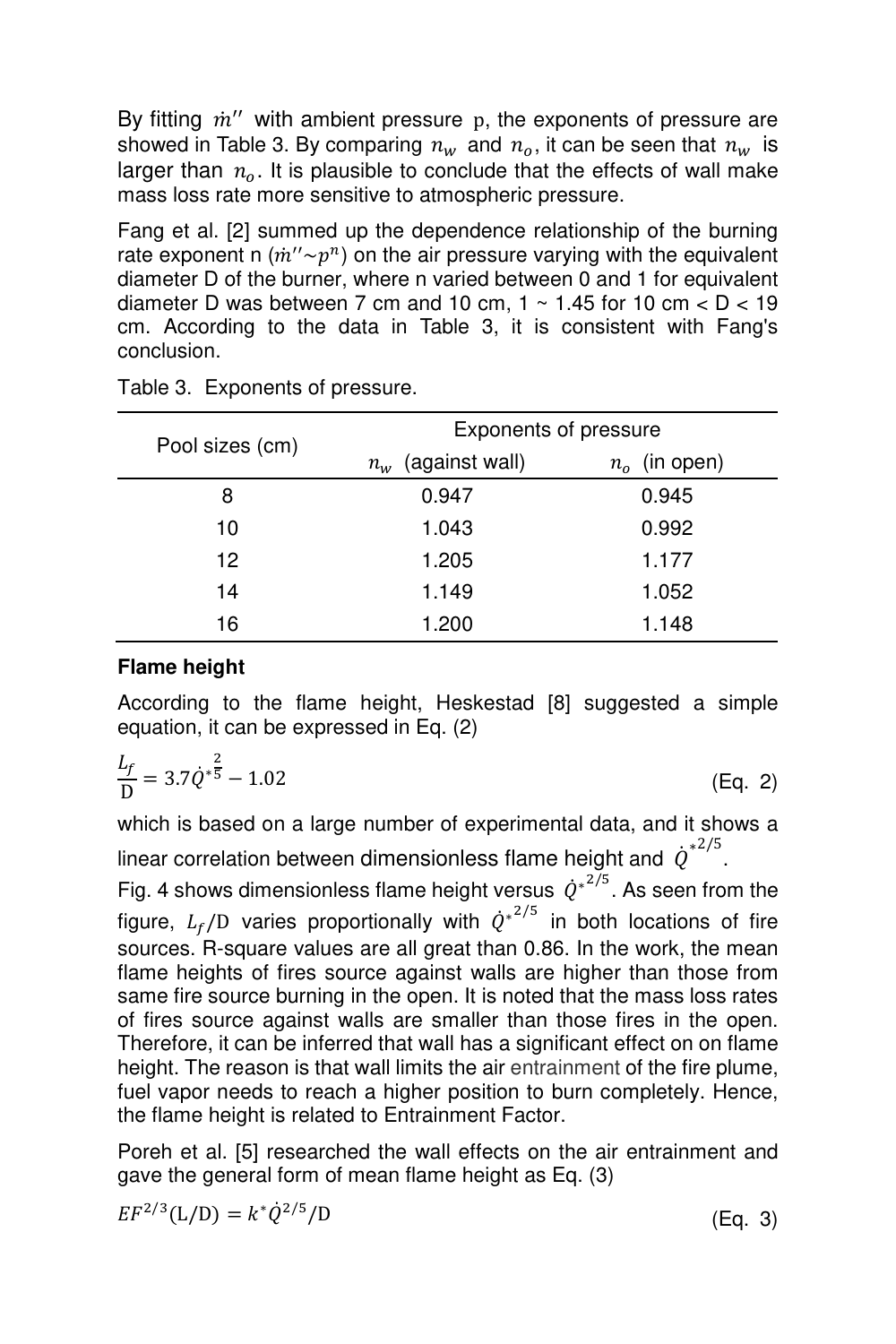By fitting $\dot{m}''$ with ambient pressure p, the exponents of pressure are showed in Table 3. By comparing $n_w$ and $n_o$, it can be seen that $n_w$ is larger than $n_o$. It is plausible to conclude that the effects of wall make mass loss rate more sensitive to atmospheric pressure.

Fang et al. [2] summed up the dependence relationship of the burning rate exponent n ($\dot{m}''\sim p^n$) on the air pressure varying with the equivalent diameter D of the burner, where n varied between 0 and 1 for equivalent diameter D was between 7 cm and 10 cm, 1 ~ 1.45 for 10 cm < D < 19 cm. According to the data in Table 3, it is consistent with Fang's conclusion.

Table 3. Exponents of pressure.

| Pool sizes (cm) | Exponents of pressure | |
|---|---|---|
| | $n_w$ (against wall) | $n_o$ (in open) |
| 8 | 0.947 | 0.945 |
| 10 | 1.043 | 0.992 |
| 12 | 1.205 | 1.177 |
| 14 | 1.149 | 1.052 |
| 16 | 1.200 | 1.148 |

**Flame height**

According to the flame height, Heskestad [8] suggested a simple equation, it can be expressed in Eq. (2)

$$\frac{L_f}{\mathrm{D}} = 3.7\dot{Q}^{*\frac{2}{5}} - 1.02 \qquad \text{(Eq. 2)}$$

which is based on a large number of experimental data, and it shows a linear correlation between dimensionless flame height and $\dot{Q}^{*2/5}$.

Fig. 4 shows dimensionless flame height versus $\dot{Q}^{*2/5}$. As seen from the figure, $L_f/\mathrm{D}$ varies proportionally with $\dot{Q}^{*2/5}$ in both locations of fire sources. R-square values are all great than 0.86. In the work, the mean flame heights of fires source against walls are higher than those from same fire source burning in the open. It is noted that the mass loss rates of fires source against walls are smaller than those fires in the open. Therefore, it can be inferred that wall has a significant effect on on flame height. The reason is that wall limits the air entrainment of the fire plume, fuel vapor needs to reach a higher position to burn completely. Hence, the flame height is related to Entrainment Factor.

Poreh et al. [5] researched the wall effects on the air entrainment and gave the general form of mean flame height as Eq. (3)

$$EF^{2/3}(\mathrm{L}/\mathrm{D}) = k^{*}\dot{Q}^{2/5}/\mathrm{D} \qquad \text{(Eq. 3)}$$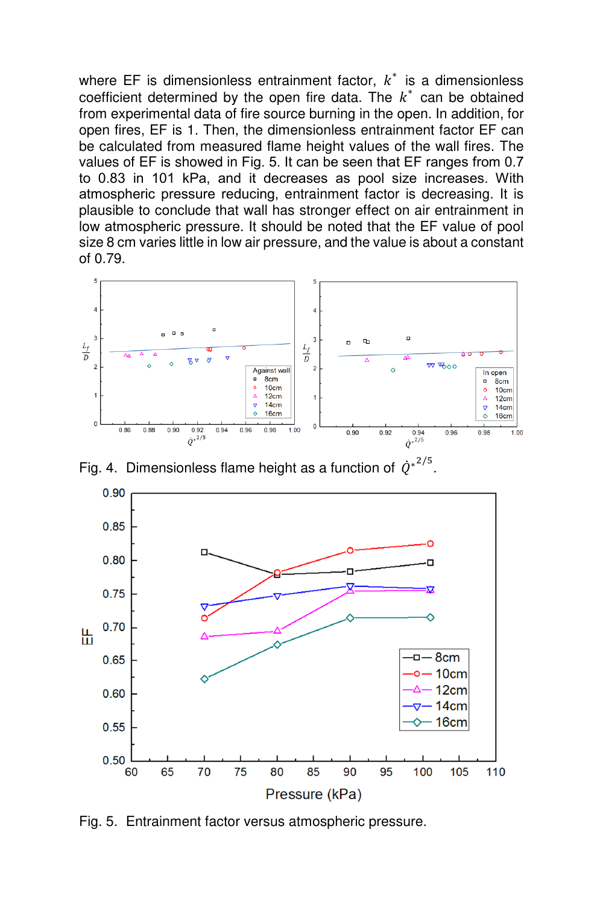where EF is dimensionless entrainment factor, $k^*$ is a dimensionless coefficient determined by the open fire data. The $k^*$ can be obtained from experimental data of fire source burning in the open. In addition, for open fires, EF is 1. Then, the dimensionless entrainment factor EF can be calculated from measured flame height values of the wall fires. The values of EF is showed in Fig. 5. It can be seen that EF ranges from 0.7 to 0.83 in 101 kPa, and it decreases as pool size increases. With atmospheric pressure reducing, entrainment factor is decreasing. It is plausible to conclude that wall has stronger effect on air entrainment in low atmospheric pressure. It should be noted that the EF value of pool size 8 cm varies little in low air pressure, and the value is about a constant of 0.79.

Fig. 4. Dimensionless flame height as a function of $\dot{Q}^{*2/5}$.

Fig. 5. Entrainment factor versus atmospheric pressure.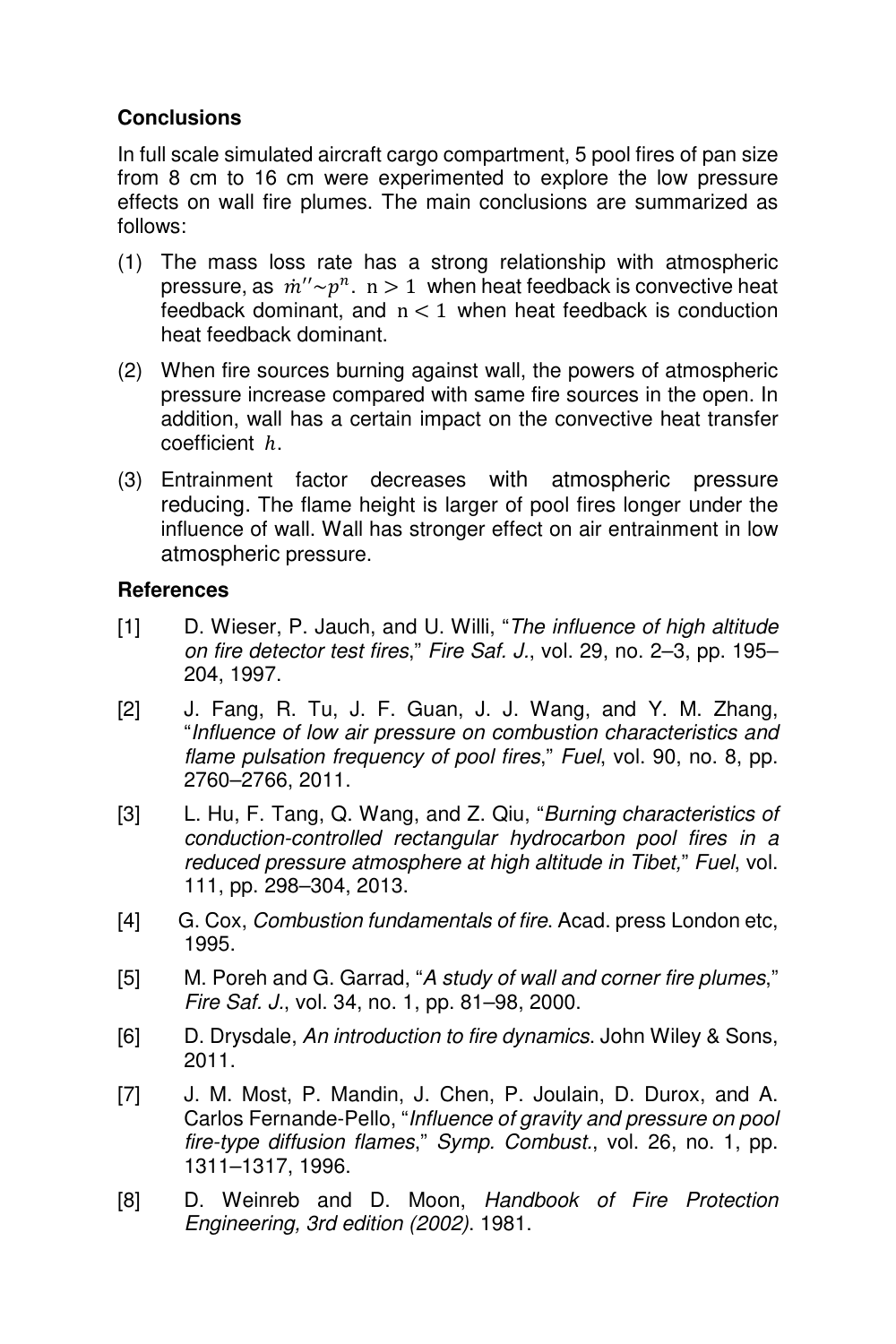## Conclusions

In full scale simulated aircraft cargo compartment, 5 pool fires of pan size from 8 cm to 16 cm were experimented to explore the low pressure effects on wall fire plumes. The main conclusions are summarized as follows:

(1) The mass loss rate has a strong relationship with atmospheric pressure, as $\dot{m}''\sim p^n$. $\mathrm{n} > 1$ when heat feedback is convective heat feedback dominant, and $\mathrm{n} < 1$ when heat feedback is conduction heat feedback dominant.

(2) When fire sources burning against wall, the powers of atmospheric pressure increase compared with same fire sources in the open. In addition, wall has a certain impact on the convective heat transfer coefficient $h$.

(3) Entrainment factor decreases with atmospheric pressure reducing. The flame height is larger of pool fires longer under the influence of wall. Wall has stronger effect on air entrainment in low atmospheric pressure.

## References

[1] D. Wieser, P. Jauch, and U. Willi, "*The influence of high altitude on fire detector test fires*," *Fire Saf. J.*, vol. 29, no. 2–3, pp. 195–204, 1997.

[2] J. Fang, R. Tu, J. F. Guan, J. J. Wang, and Y. M. Zhang, "*Influence of low air pressure on combustion characteristics and flame pulsation frequency of pool fires*," *Fuel*, vol. 90, no. 8, pp. 2760–2766, 2011.

[3] L. Hu, F. Tang, Q. Wang, and Z. Qiu, "*Burning characteristics of conduction-controlled rectangular hydrocarbon pool fires in a reduced pressure atmosphere at high altitude in Tibet,*" *Fuel*, vol. 111, pp. 298–304, 2013.

[4] G. Cox, *Combustion fundamentals of fire*. Acad. press London etc, 1995.

[5] M. Poreh and G. Garrad, "*A study of wall and corner fire plumes*," *Fire Saf. J.*, vol. 34, no. 1, pp. 81–98, 2000.

[6] D. Drysdale, *An introduction to fire dynamics*. John Wiley & Sons, 2011.

[7] J. M. Most, P. Mandin, J. Chen, P. Joulain, D. Durox, and A. Carlos Fernande-Pello, "*Influence of gravity and pressure on pool fire-type diffusion flames*," *Symp. Combust.*, vol. 26, no. 1, pp. 1311–1317, 1996.

[8] D. Weinreb and D. Moon, *Handbook of Fire Protection Engineering, 3rd edition (2002)*. 1981.